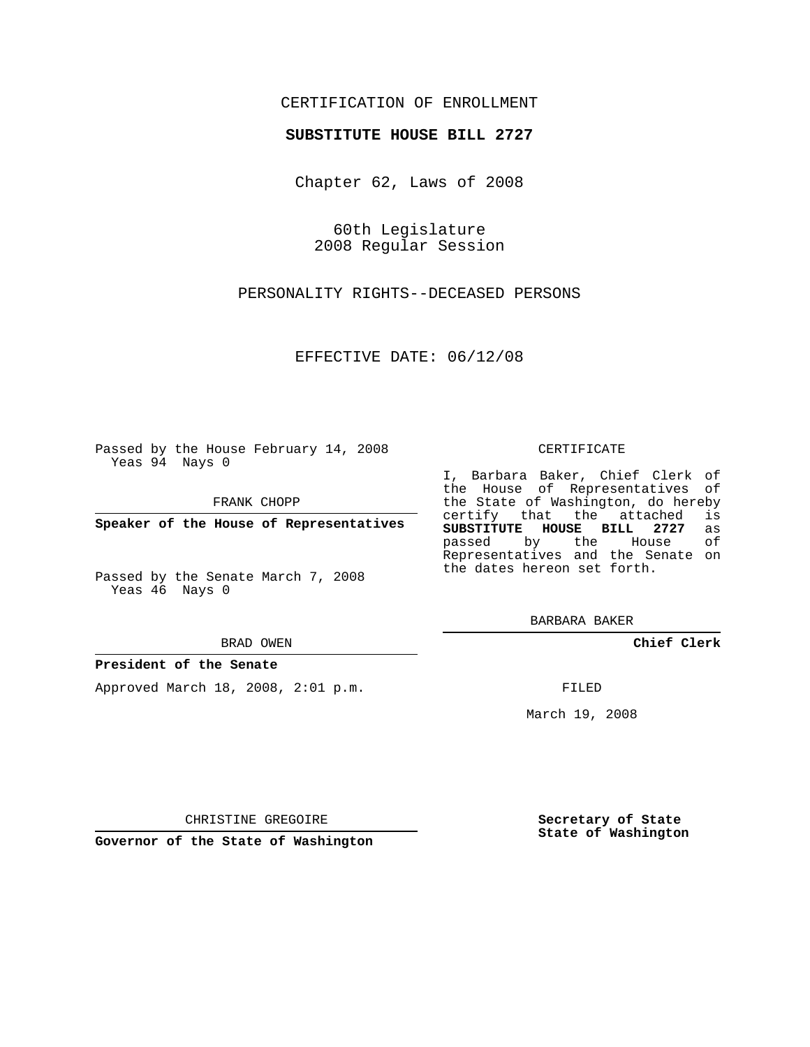CERTIFICATION OF ENROLLMENT

**SUBSTITUTE HOUSE BILL 2727**

Chapter 62, Laws of 2008

60th Legislature
2008 Regular Session

PERSONALITY RIGHTS--DECEASED PERSONS

EFFECTIVE DATE: 06/12/08

Passed by the House February 14, 2008
Yeas 94 Nays 0

FRANK CHOPP

**Speaker of the House of Representatives**

Passed by the Senate March 7, 2008
Yeas 46 Nays 0

BRAD OWEN

**President of the Senate**

Approved March 18, 2008, 2:01 p.m.

CHRISTINE GREGOIRE

**Governor of the State of Washington**

CERTIFICATE

I, Barbara Baker, Chief Clerk of the House of Representatives of the State of Washington, do hereby certify that the attached is **SUBSTITUTE HOUSE BILL 2727** as passed by the House of Representatives and the Senate on the dates hereon set forth.

BARBARA BAKER

**Chief Clerk**

FILED

March 19, 2008

**Secretary of State**
**State of Washington**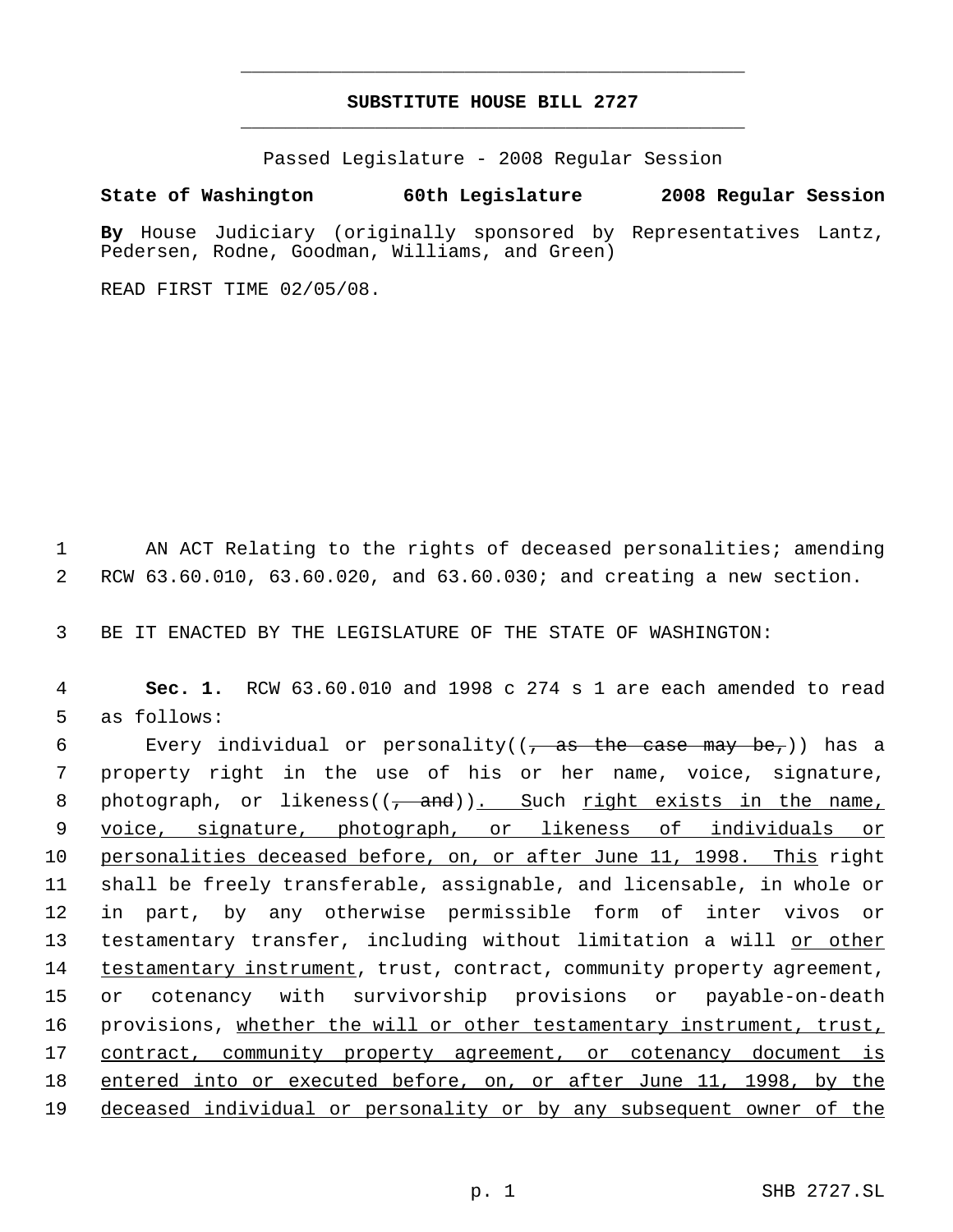# SUBSTITUTE HOUSE BILL 2727

Passed Legislature - 2008 Regular Session

**State of Washington 60th Legislature 2008 Regular Session**

**By** House Judiciary (originally sponsored by Representatives Lantz, Pedersen, Rodne, Goodman, Williams, and Green)

READ FIRST TIME 02/05/08.

1 AN ACT Relating to the rights of deceased personalities; amending
2 RCW 63.60.010, 63.60.020, and 63.60.030; and creating a new section.

3 BE IT ENACTED BY THE LEGISLATURE OF THE STATE OF WASHINGTON:

4 **Sec. 1.** RCW 63.60.010 and 1998 c 274 s 1 are each amended to read
5 as follows:

6 Every individual or personality((~~, as the case may be,~~)) has a
7 property right in the use of his or her name, voice, signature,
8 photograph, or likeness((~~, and~~)). Such right exists in the name,
9 voice, signature, photograph, or likeness of individuals or
10 personalities deceased before, on, or after June 11, 1998. This right
11 shall be freely transferable, assignable, and licensable, in whole or
12 in part, by any otherwise permissible form of inter vivos or
13 testamentary transfer, including without limitation a will or other
14 testamentary instrument, trust, contract, community property agreement,
15 or cotenancy with survivorship provisions or payable-on-death
16 provisions, whether the will or other testamentary instrument, trust,
17 contract, community property agreement, or cotenancy document is
18 entered into or executed before, on, or after June 11, 1998, by the
19 deceased individual or personality or by any subsequent owner of the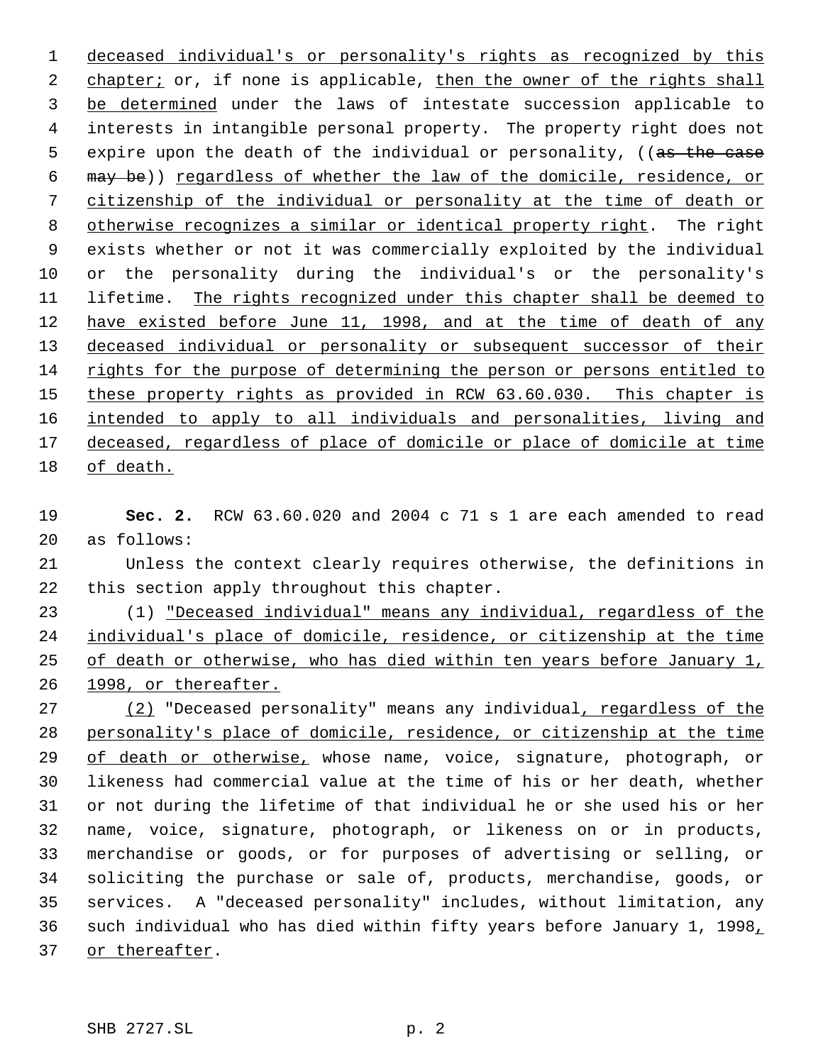deceased individual's or personality's rights as recognized by this chapter; or, if none is applicable, then the owner of the rights shall be determined under the laws of intestate succession applicable to interests in intangible personal property. The property right does not expire upon the death of the individual or personality, ((~~as the case may be~~)) regardless of whether the law of the domicile, residence, or citizenship of the individual or personality at the time of death or otherwise recognizes a similar or identical property right. The right exists whether or not it was commercially exploited by the individual or the personality during the individual's or the personality's lifetime. The rights recognized under this chapter shall be deemed to have existed before June 11, 1998, and at the time of death of any deceased individual or personality or subsequent successor of their rights for the purpose of determining the person or persons entitled to these property rights as provided in RCW 63.60.030. This chapter is intended to apply to all individuals and personalities, living and deceased, regardless of place of domicile or place of domicile at time of death.

**Sec. 2.** RCW 63.60.020 and 2004 c 71 s 1 are each amended to read as follows:

Unless the context clearly requires otherwise, the definitions in this section apply throughout this chapter.

(1) "Deceased individual" means any individual, regardless of the individual's place of domicile, residence, or citizenship at the time of death or otherwise, who has died within ten years before January 1, 1998, or thereafter.

(2) "Deceased personality" means any individual, regardless of the personality's place of domicile, residence, or citizenship at the time of death or otherwise, whose name, voice, signature, photograph, or likeness had commercial value at the time of his or her death, whether or not during the lifetime of that individual he or she used his or her name, voice, signature, photograph, or likeness on or in products, merchandise or goods, or for purposes of advertising or selling, or soliciting the purchase or sale of, products, merchandise, goods, or services. A "deceased personality" includes, without limitation, any such individual who has died within fifty years before January 1, 1998, or thereafter.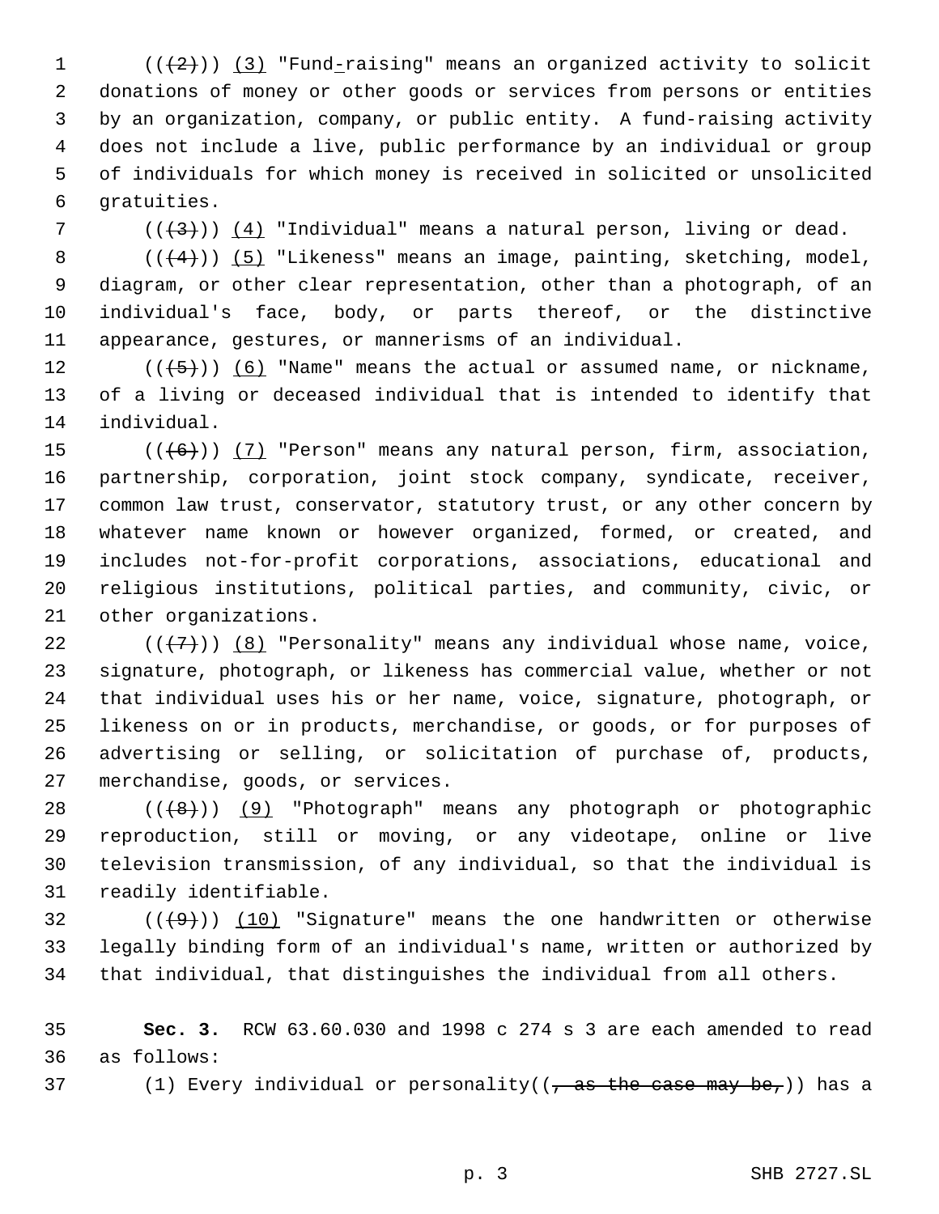((~~(2)~~)) (3) "Fund-raising" means an organized activity to solicit donations of money or other goods or services from persons or entities by an organization, company, or public entity. A fund-raising activity does not include a live, public performance by an individual or group of individuals for which money is received in solicited or unsolicited gratuities.

((~~(3)~~)) (4) "Individual" means a natural person, living or dead.

((~~(4)~~)) (5) "Likeness" means an image, painting, sketching, model, diagram, or other clear representation, other than a photograph, of an individual's face, body, or parts thereof, or the distinctive appearance, gestures, or mannerisms of an individual.

((~~(5)~~)) (6) "Name" means the actual or assumed name, or nickname, of a living or deceased individual that is intended to identify that individual.

((~~(6)~~)) (7) "Person" means any natural person, firm, association, partnership, corporation, joint stock company, syndicate, receiver, common law trust, conservator, statutory trust, or any other concern by whatever name known or however organized, formed, or created, and includes not-for-profit corporations, associations, educational and religious institutions, political parties, and community, civic, or other organizations.

((~~(7)~~)) (8) "Personality" means any individual whose name, voice, signature, photograph, or likeness has commercial value, whether or not that individual uses his or her name, voice, signature, photograph, or likeness on or in products, merchandise, or goods, or for purposes of advertising or selling, or solicitation of purchase of, products, merchandise, goods, or services.

((~~(8)~~)) (9) "Photograph" means any photograph or photographic reproduction, still or moving, or any videotape, online or live television transmission, of any individual, so that the individual is readily identifiable.

((~~(9)~~)) (10) "Signature" means the one handwritten or otherwise legally binding form of an individual's name, written or authorized by that individual, that distinguishes the individual from all others.

**Sec. 3.** RCW 63.60.030 and 1998 c 274 s 3 are each amended to read as follows:

(1) Every individual or personality((~~, as the case may be,~~)) has a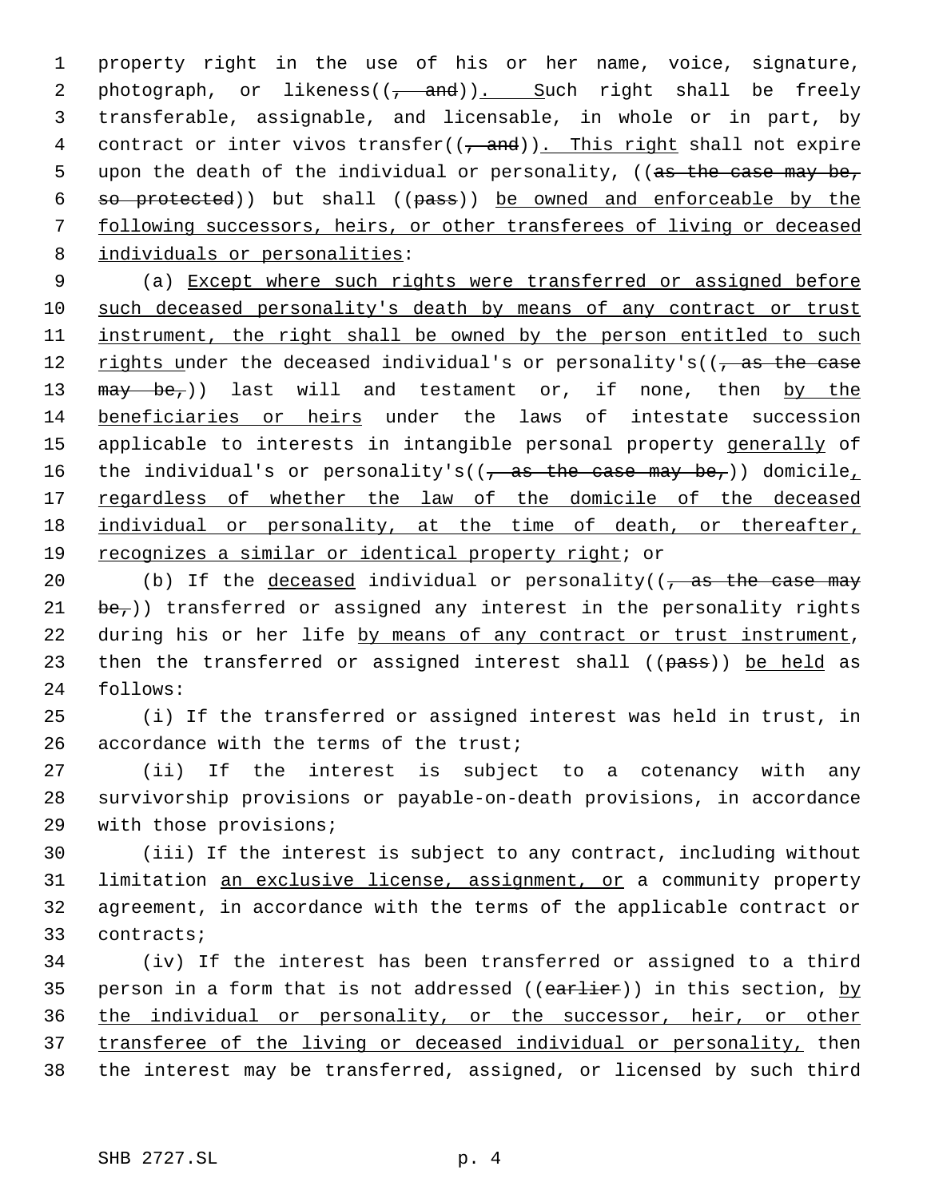property right in the use of his or her name, voice, signature, photograph, or likeness((, and)). Such right shall be freely transferable, assignable, and licensable, in whole or in part, by contract or inter vivos transfer((, and)). This right shall not expire upon the death of the individual or personality, ((as the case may be, so protected)) but shall ((pass)) be owned and enforceable by the following successors, heirs, or other transferees of living or deceased individuals or personalities:

(a) Except where such rights were transferred or assigned before such deceased personality's death by means of any contract or trust instrument, the right shall be owned by the person entitled to such rights under the deceased individual's or personality's((, as the case may be,)) last will and testament or, if none, then by the beneficiaries or heirs under the laws of intestate succession applicable to interests in intangible personal property generally of the individual's or personality's((, as the case may be,)) domicile, regardless of whether the law of the domicile of the deceased individual or personality, at the time of death, or thereafter, recognizes a similar or identical property right; or

(b) If the deceased individual or personality((, as the case may be,)) transferred or assigned any interest in the personality rights during his or her life by means of any contract or trust instrument, then the transferred or assigned interest shall ((pass)) be held as follows:

(i) If the transferred or assigned interest was held in trust, in accordance with the terms of the trust;

(ii) If the interest is subject to a cotenancy with any survivorship provisions or payable-on-death provisions, in accordance with those provisions;

(iii) If the interest is subject to any contract, including without limitation an exclusive license, assignment, or a community property agreement, in accordance with the terms of the applicable contract or contracts;

(iv) If the interest has been transferred or assigned to a third person in a form that is not addressed ((earlier)) in this section, by the individual or personality, or the successor, heir, or other transferee of the living or deceased individual or personality, then the interest may be transferred, assigned, or licensed by such third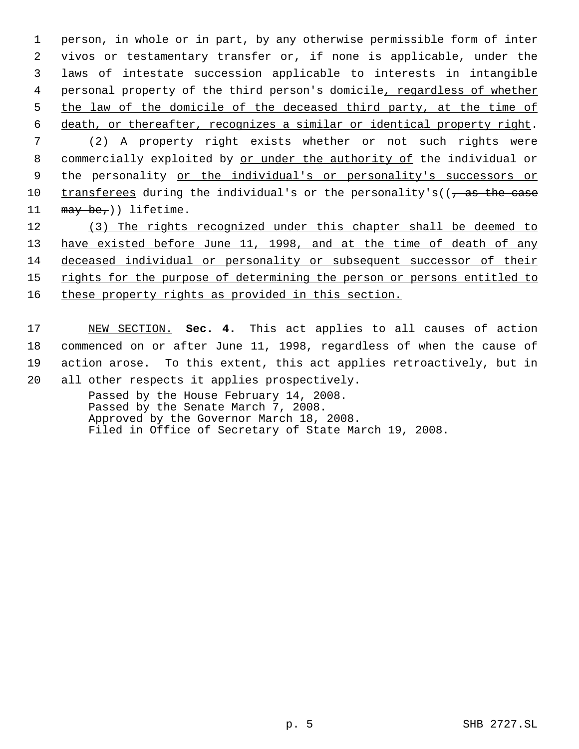person, in whole or in part, by any otherwise permissible form of inter vivos or testamentary transfer or, if none is applicable, under the laws of intestate succession applicable to interests in intangible personal property of the third person's domicile, regardless of whether the law of the domicile of the deceased third party, at the time of death, or thereafter, recognizes a similar or identical property right.

(2) A property right exists whether or not such rights were commercially exploited by or under the authority of the individual or the personality or the individual's or personality's successors or transferees during the individual's or the personality's((~~, as the case may be,~~)) lifetime.

(3) The rights recognized under this chapter shall be deemed to have existed before June 11, 1998, and at the time of death of any deceased individual or personality or subsequent successor of their rights for the purpose of determining the person or persons entitled to these property rights as provided in this section.

NEW SECTION. **Sec. 4.** This act applies to all causes of action commenced on or after June 11, 1998, regardless of when the cause of action arose. To this extent, this act applies retroactively, but in all other respects it applies prospectively.

Passed by the House February 14, 2008.
Passed by the Senate March 7, 2008.
Approved by the Governor March 18, 2008.
Filed in Office of Secretary of State March 19, 2008.